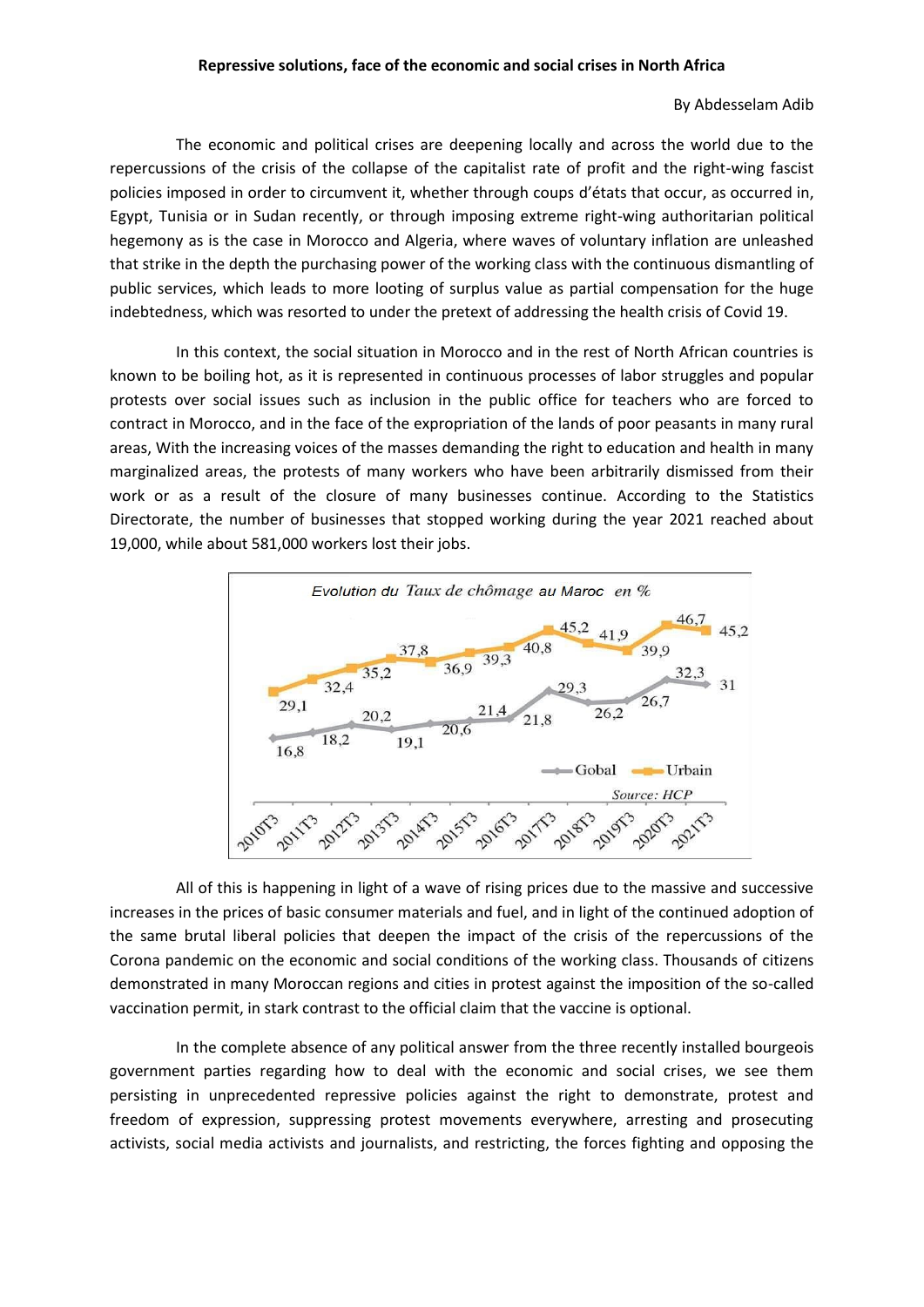**Repressive solutions, face of the economic and social crises in North Africa**

By Abdesselam Adib

The economic and political crises are deepening locally and across the world due to the repercussions of the crisis of the collapse of the capitalist rate of profit and the right-wing fascist policies imposed in order to circumvent it, whether through coups d'états that occur, as occurred in, Egypt, Tunisia or in Sudan recently, or through imposing extreme right-wing authoritarian political hegemony as is the case in Morocco and Algeria, where waves of voluntary inflation are unleashed that strike in the depth the purchasing power of the working class with the continuous dismantling of public services, which leads to more looting of surplus value as partial compensation for the huge indebtedness, which was resorted to under the pretext of addressing the health crisis of Covid 19.

In this context, the social situation in Morocco and in the rest of North African countries is known to be boiling hot, as it is represented in continuous processes of labor struggles and popular protests over social issues such as inclusion in the public office for teachers who are forced to contract in Morocco, and in the face of the expropriation of the lands of poor peasants in many rural areas, With the increasing voices of the masses demanding the right to education and health in many marginalized areas, the protests of many workers who have been arbitrarily dismissed from their work or as a result of the closure of many businesses continue. According to the Statistics Directorate, the number of businesses that stopped working during the year 2021 reached about 19,000, while about 581,000 workers lost their jobs.

*Evolution du Taux de chômage au Maroc en %*

| | 2010T3 | 2011T3 | 2012T3 | 2013T3 | 2014T3 | 2015T3 | 2016T3 | 2017T3 | 2018T3 | 2019T3 | 2020T3 | 2021T3 |
|---|---|---|---|---|---|---|---|---|---|---|---|---|
| Gobal | 16,8 | 18,2 | 20,2 | 19,1 | 20,6 | 21,4 | 21,8 | 29,3 | 26,2 | 26,7 | 32,3 | 31 |
| Urbain | 29,1 | 32,4 | 35,2 | 37,8 | 36,9 | 39,3 | 40,8 | 45,2 | 41,9 | 39,9 | 46,7 | 45,2 |

*Source: HCP*

All of this is happening in light of a wave of rising prices due to the massive and successive increases in the prices of basic consumer materials and fuel, and in light of the continued adoption of the same brutal liberal policies that deepen the impact of the crisis of the repercussions of the Corona pandemic on the economic and social conditions of the working class. Thousands of citizens demonstrated in many Moroccan regions and cities in protest against the imposition of the so-called vaccination permit, in stark contrast to the official claim that the vaccine is optional.

In the complete absence of any political answer from the three recently installed bourgeois government parties regarding how to deal with the economic and social crises, we see them persisting in unprecedented repressive policies against the right to demonstrate, protest and freedom of expression, suppressing protest movements everywhere, arresting and prosecuting activists, social media activists and journalists, and restricting, the forces fighting and opposing the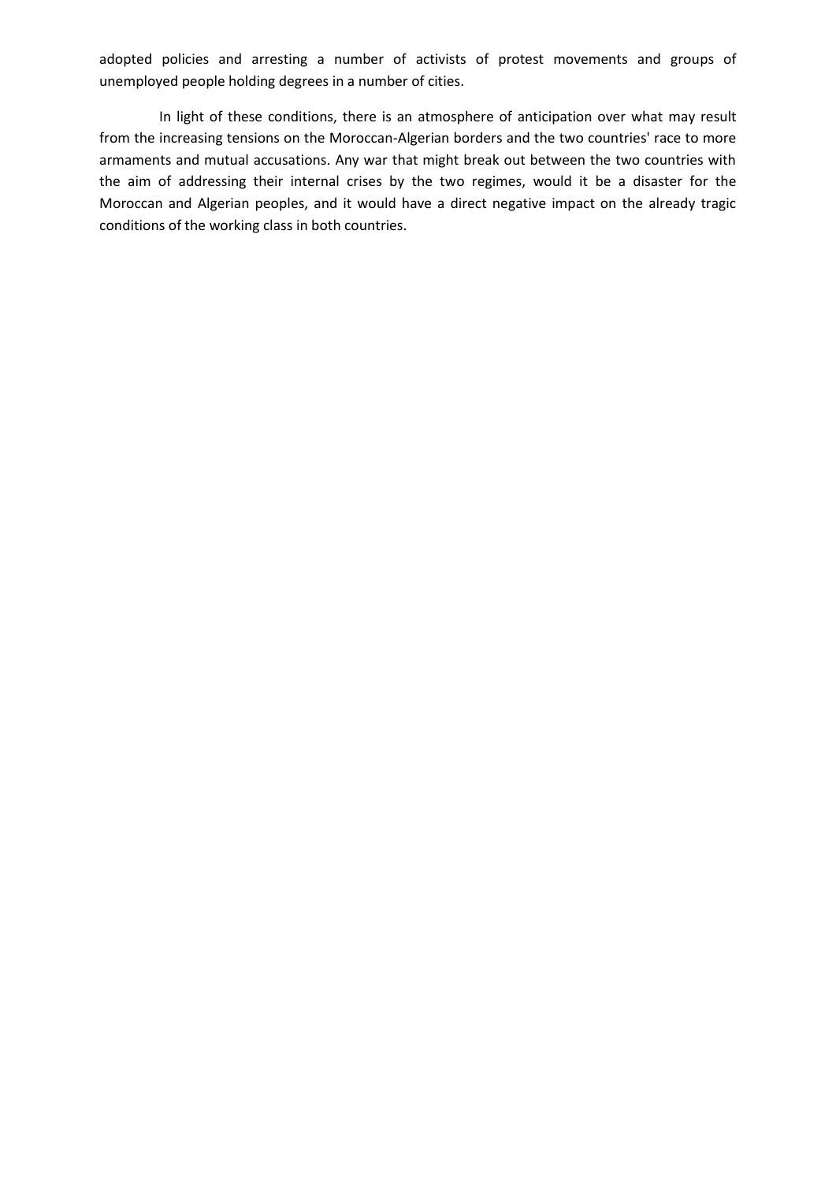adopted policies and arresting a number of activists of protest movements and groups of unemployed people holding degrees in a number of cities.

In light of these conditions, there is an atmosphere of anticipation over what may result from the increasing tensions on the Moroccan-Algerian borders and the two countries' race to more armaments and mutual accusations. Any war that might break out between the two countries with the aim of addressing their internal crises by the two regimes, would it be a disaster for the Moroccan and Algerian peoples, and it would have a direct negative impact on the already tragic conditions of the working class in both countries.